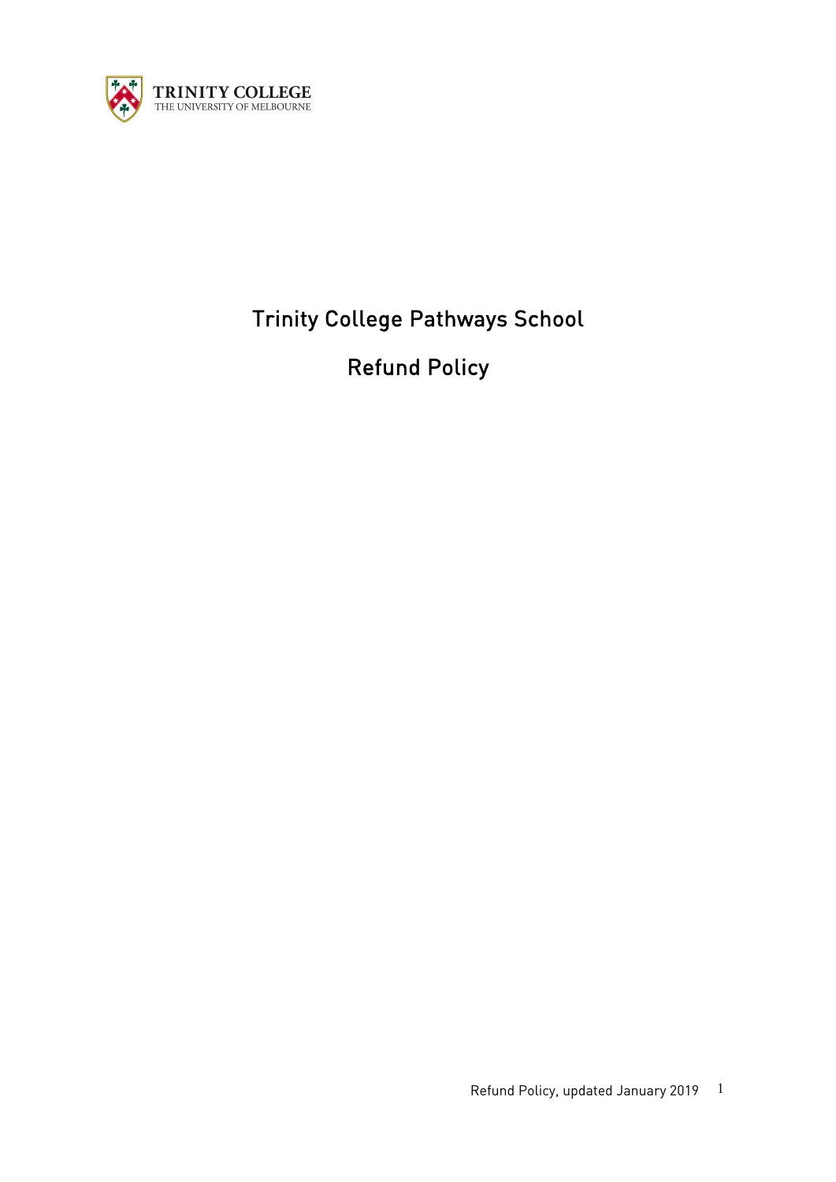TRINITY COLLEGE
THE UNIVERSITY OF MELBOURNE

# Trinity College Pathways School

# Refund Policy

Refund Policy, updated January 2019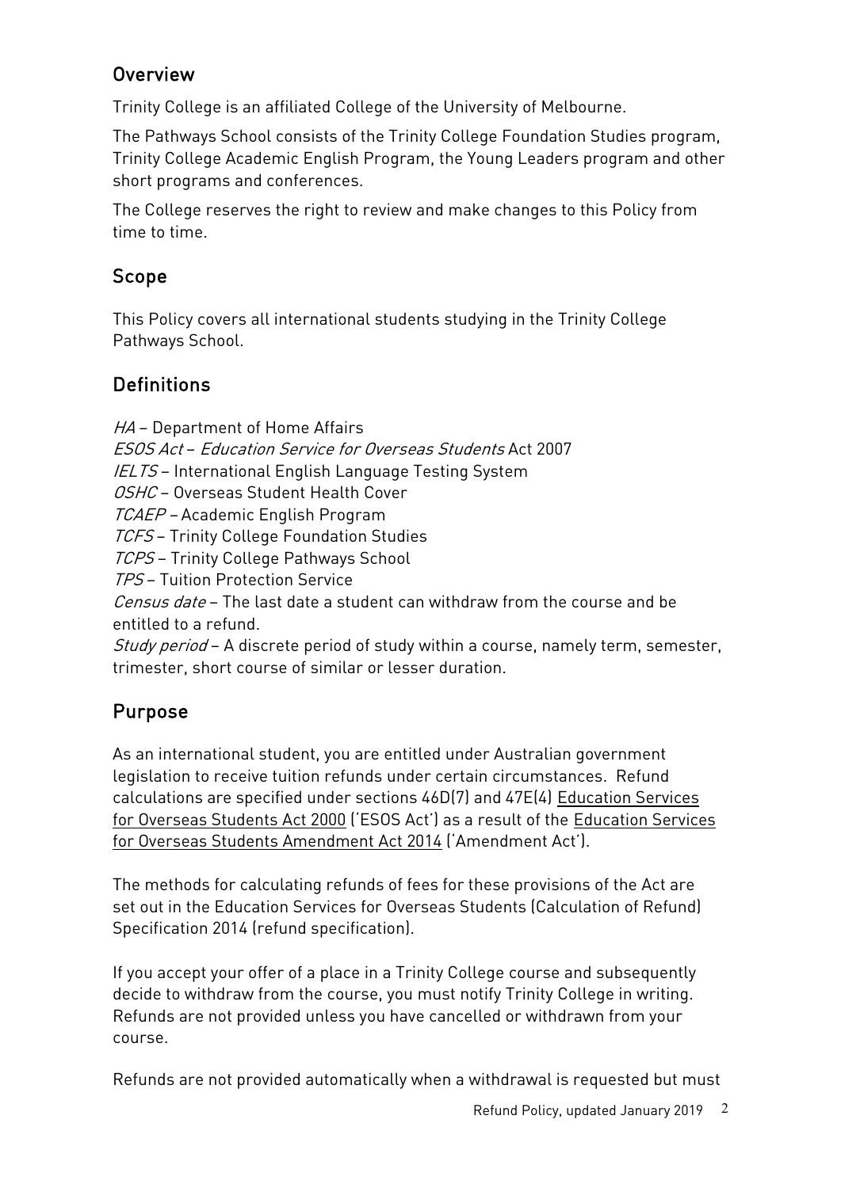## Overview

Trinity College is an affiliated College of the University of Melbourne.

The Pathways School consists of the Trinity College Foundation Studies program, Trinity College Academic English Program, the Young Leaders program and other short programs and conferences.

The College reserves the right to review and make changes to this Policy from time to time.

## Scope

This Policy covers all international students studying in the Trinity College Pathways School.

## Definitions

*HA* – Department of Home Affairs
*ESOS Act* – *Education Service for Overseas Students* Act 2007
*IELTS* – International English Language Testing System
*OSHC* – Overseas Student Health Cover
*TCAEP* – Academic English Program
*TCFS* – Trinity College Foundation Studies
*TCPS* – Trinity College Pathways School
*TPS* – Tuition Protection Service
*Census date* – The last date a student can withdraw from the course and be entitled to a refund.
*Study period* – A discrete period of study within a course, namely term, semester, trimester, short course of similar or lesser duration.

## Purpose

As an international student, you are entitled under Australian government legislation to receive tuition refunds under certain circumstances. Refund calculations are specified under sections 46D(7) and 47E(4) Education Services for Overseas Students Act 2000 ('ESOS Act') as a result of the Education Services for Overseas Students Amendment Act 2014 ('Amendment Act').

The methods for calculating refunds of fees for these provisions of the Act are set out in the Education Services for Overseas Students (Calculation of Refund) Specification 2014 (refund specification).

If you accept your offer of a place in a Trinity College course and subsequently decide to withdraw from the course, you must notify Trinity College in writing. Refunds are not provided unless you have cancelled or withdrawn from your course.

Refunds are not provided automatically when a withdrawal is requested but must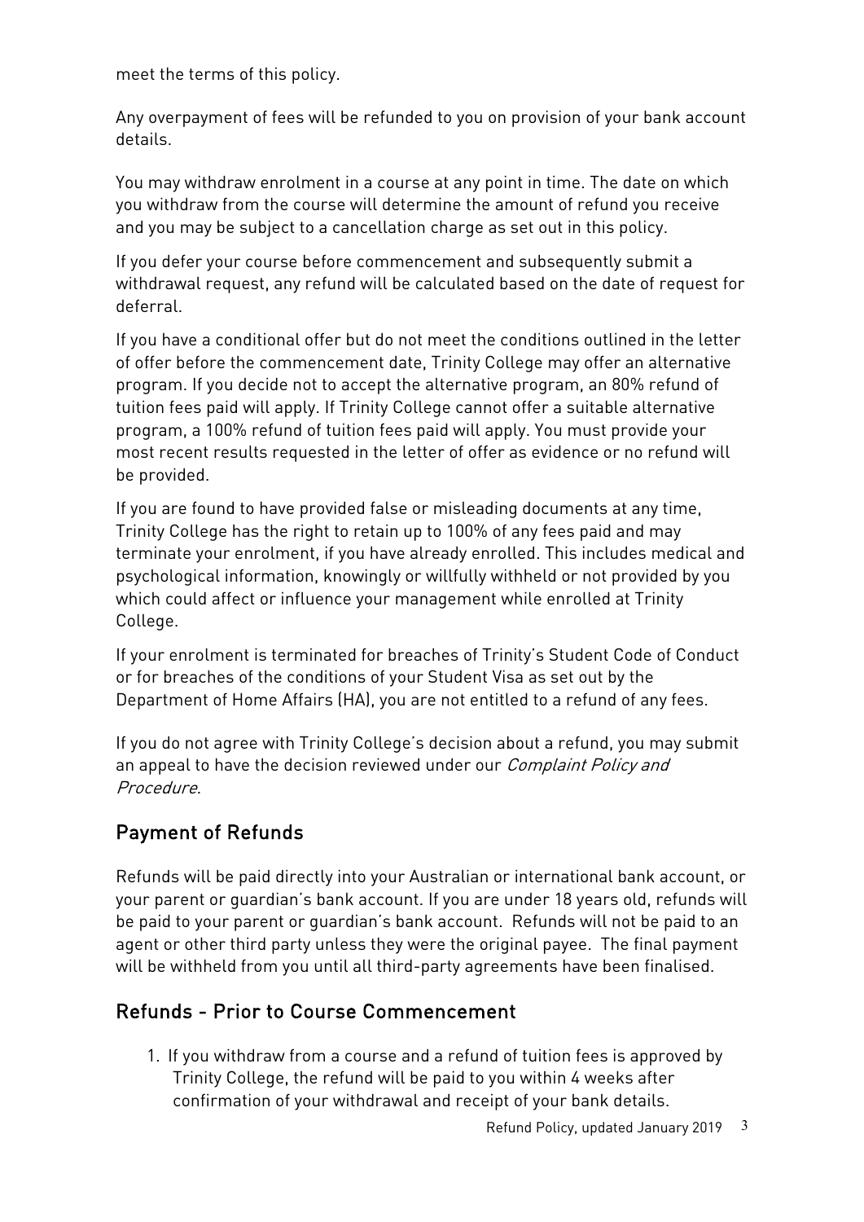meet the terms of this policy.

Any overpayment of fees will be refunded to you on provision of your bank account details.

You may withdraw enrolment in a course at any point in time. The date on which you withdraw from the course will determine the amount of refund you receive and you may be subject to a cancellation charge as set out in this policy.

If you defer your course before commencement and subsequently submit a withdrawal request, any refund will be calculated based on the date of request for deferral.

If you have a conditional offer but do not meet the conditions outlined in the letter of offer before the commencement date, Trinity College may offer an alternative program. If you decide not to accept the alternative program, an 80% refund of tuition fees paid will apply. If Trinity College cannot offer a suitable alternative program, a 100% refund of tuition fees paid will apply. You must provide your most recent results requested in the letter of offer as evidence or no refund will be provided.

If you are found to have provided false or misleading documents at any time, Trinity College has the right to retain up to 100% of any fees paid and may terminate your enrolment, if you have already enrolled. This includes medical and psychological information, knowingly or willfully withheld or not provided by you which could affect or influence your management while enrolled at Trinity College.

If your enrolment is terminated for breaches of Trinity's Student Code of Conduct or for breaches of the conditions of your Student Visa as set out by the Department of Home Affairs (HA), you are not entitled to a refund of any fees.

If you do not agree with Trinity College's decision about a refund, you may submit an appeal to have the decision reviewed under our *Complaint Policy and Procedure*.

## Payment of Refunds

Refunds will be paid directly into your Australian or international bank account, or your parent or guardian's bank account. If you are under 18 years old, refunds will be paid to your parent or guardian's bank account. Refunds will not be paid to an agent or other third party unless they were the original payee. The final payment will be withheld from you until all third-party agreements have been finalised.

## Refunds - Prior to Course Commencement

1. If you withdraw from a course and a refund of tuition fees is approved by Trinity College, the refund will be paid to you within 4 weeks after confirmation of your withdrawal and receipt of your bank details.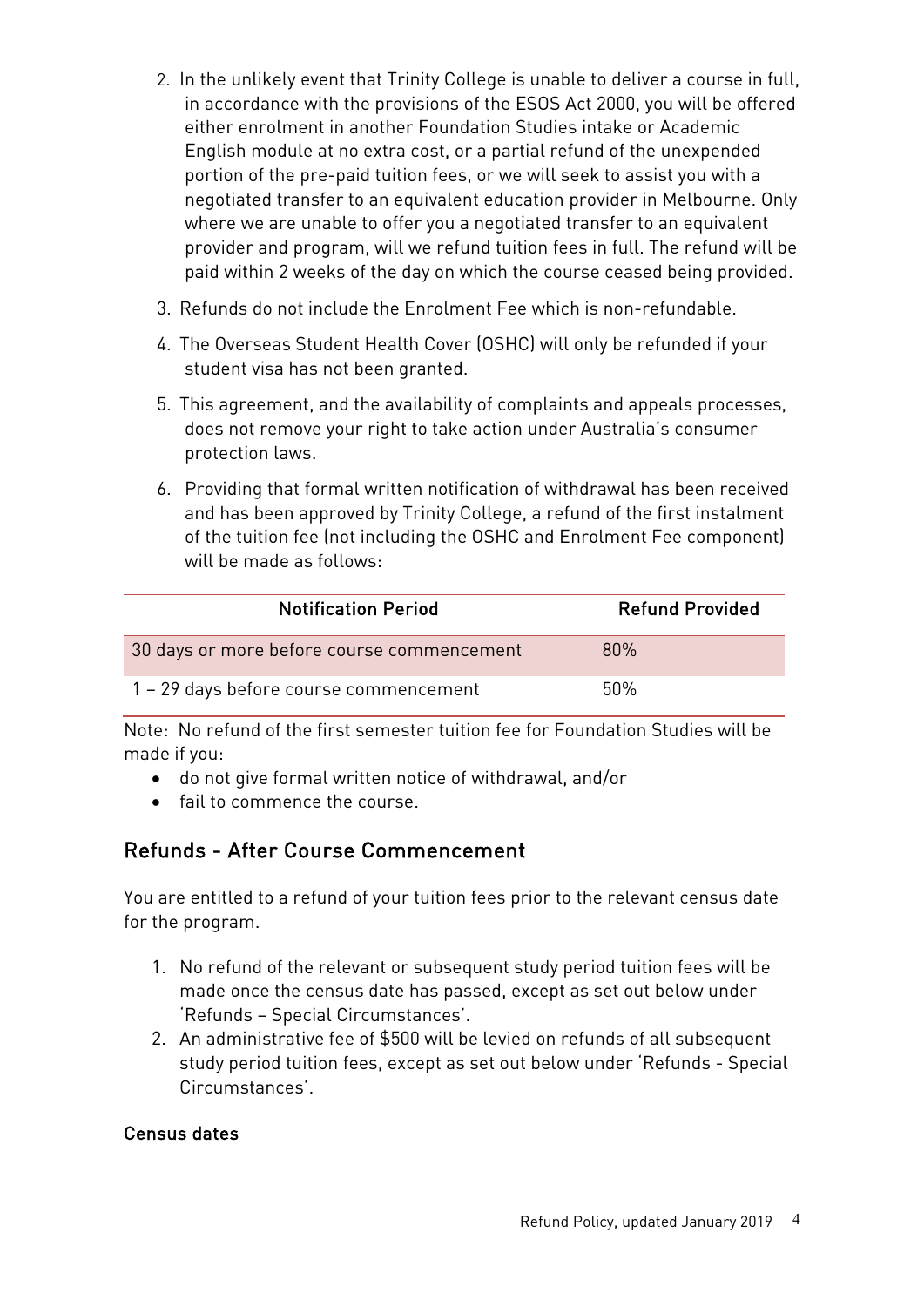2. In the unlikely event that Trinity College is unable to deliver a course in full, in accordance with the provisions of the ESOS Act 2000, you will be offered either enrolment in another Foundation Studies intake or Academic English module at no extra cost, or a partial refund of the unexpended portion of the pre-paid tuition fees, or we will seek to assist you with a negotiated transfer to an equivalent education provider in Melbourne. Only where we are unable to offer you a negotiated transfer to an equivalent provider and program, will we refund tuition fees in full. The refund will be paid within 2 weeks of the day on which the course ceased being provided.
3. Refunds do not include the Enrolment Fee which is non-refundable.
4. The Overseas Student Health Cover (OSHC) will only be refunded if your student visa has not been granted.
5. This agreement, and the availability of complaints and appeals processes, does not remove your right to take action under Australia's consumer protection laws.
6. Providing that formal written notification of withdrawal has been received and has been approved by Trinity College, a refund of the first instalment of the tuition fee (not including the OSHC and Enrolment Fee component) will be made as follows:

| Notification Period | Refund Provided |
| --- | --- |
| 30 days or more before course commencement | 80% |
| 1 – 29 days before course commencement | 50% |

Note: No refund of the first semester tuition fee for Foundation Studies will be made if you:

- do not give formal written notice of withdrawal, and/or
- fail to commence the course.

## Refunds - After Course Commencement

You are entitled to a refund of your tuition fees prior to the relevant census date for the program.

1. No refund of the relevant or subsequent study period tuition fees will be made once the census date has passed, except as set out below under 'Refunds – Special Circumstances'.
2. An administrative fee of $500 will be levied on refunds of all subsequent study period tuition fees, except as set out below under 'Refunds - Special Circumstances'.

**Census dates**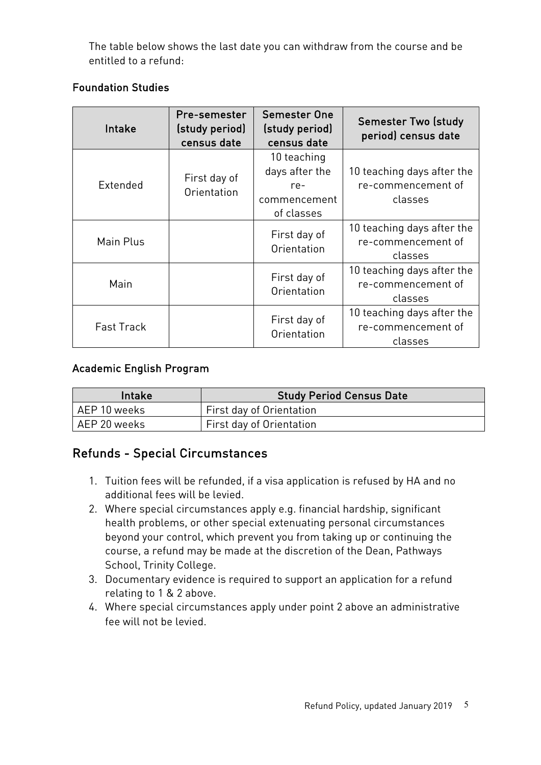The table below shows the last date you can withdraw from the course and be entitled to a refund:

### Foundation Studies

| Intake | Pre-semester (study period) census date | Semester One (study period) census date | Semester Two (study period) census date |
|---|---|---|---|
| Extended | First day of Orientation | 10 teaching days after the re-commencement of classes | 10 teaching days after the re-commencement of classes |
| Main Plus | | First day of Orientation | 10 teaching days after the re-commencement of classes |
| Main | | First day of Orientation | 10 teaching days after the re-commencement of classes |
| Fast Track | | First day of Orientation | 10 teaching days after the re-commencement of classes |

### Academic English Program

| Intake | Study Period Census Date |
|---|---|
| AEP 10 weeks | First day of Orientation |
| AEP 20 weeks | First day of Orientation |

## Refunds - Special Circumstances

1. Tuition fees will be refunded, if a visa application is refused by HA and no additional fees will be levied.
2. Where special circumstances apply e.g. financial hardship, significant health problems, or other special extenuating personal circumstances beyond your control, which prevent you from taking up or continuing the course, a refund may be made at the discretion of the Dean, Pathways School, Trinity College.
3. Documentary evidence is required to support an application for a refund relating to 1 & 2 above.
4. Where special circumstances apply under point 2 above an administrative fee will not be levied.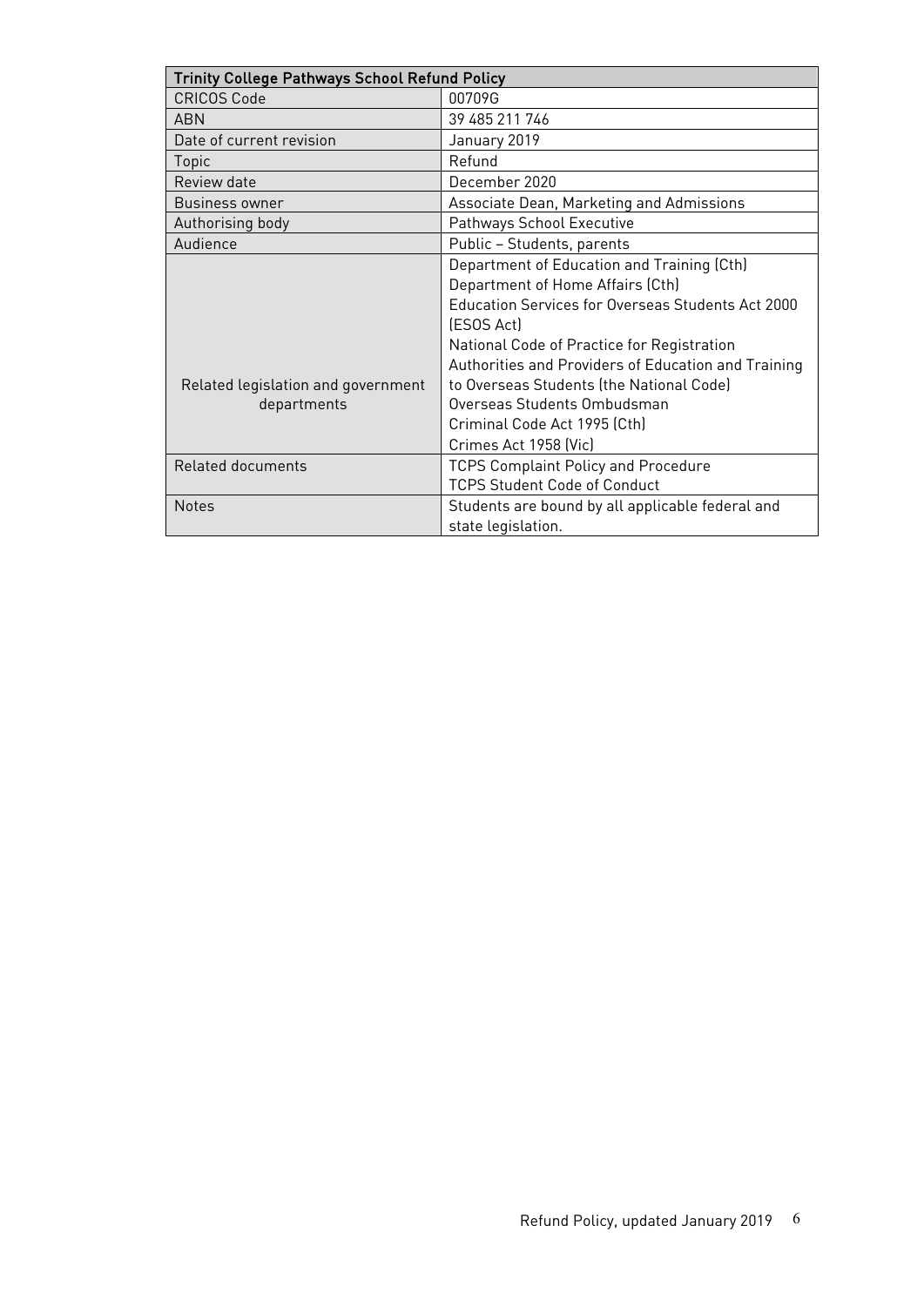| Trinity College Pathways School Refund Policy | |
|---|---|
| CRICOS Code | 00709G |
| ABN | 39 485 211 746 |
| Date of current revision | January 2019 |
| Topic | Refund |
| Review date | December 2020 |
| Business owner | Associate Dean, Marketing and Admissions |
| Authorising body | Pathways School Executive |
| Audience | Public – Students, parents |
| Related legislation and government departments | Department of Education and Training (Cth)<br>Department of Home Affairs (Cth)<br>Education Services for Overseas Students Act 2000 (ESOS Act)<br>National Code of Practice for Registration Authorities and Providers of Education and Training to Overseas Students (the National Code)<br>Overseas Students Ombudsman<br>Criminal Code Act 1995 (Cth)<br>Crimes Act 1958 (Vic) |
| Related documents | TCPS Complaint Policy and Procedure<br>TCPS Student Code of Conduct |
| Notes | Students are bound by all applicable federal and state legislation. |